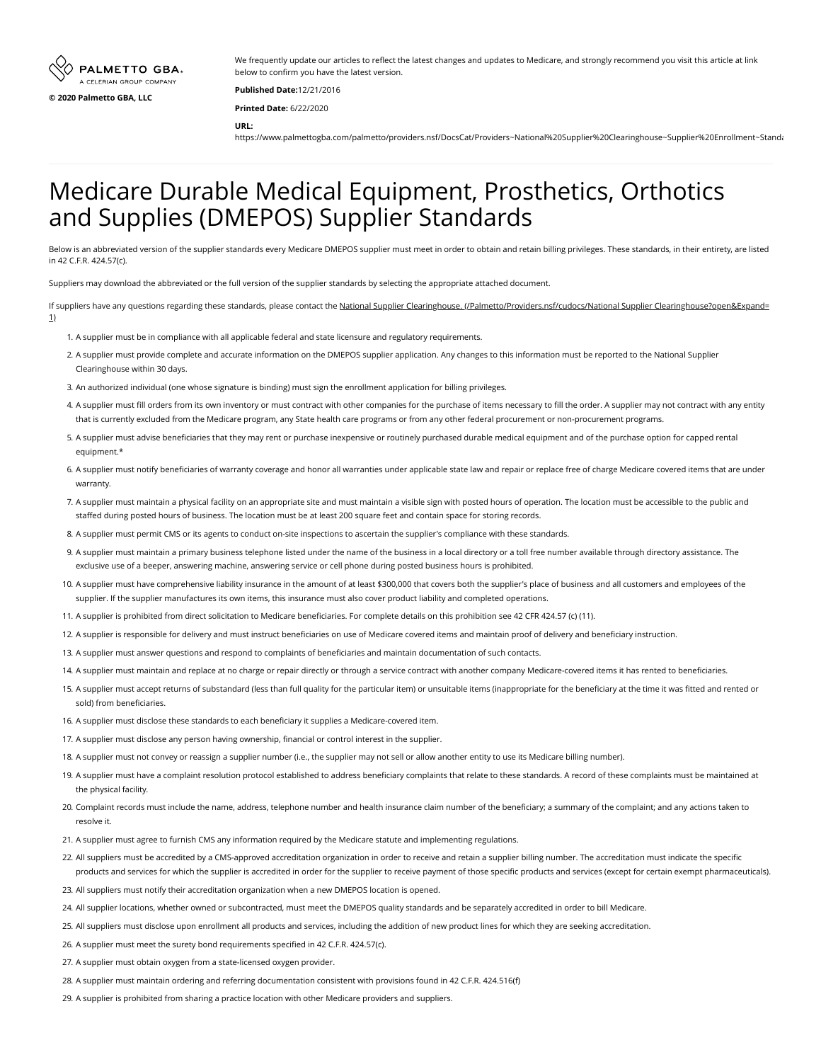PALMETTO GBA. A CELERIAN GROUP COMPANY

**© 2020 Palmetto GBA, LLC**

We frequently update our articles to reflect the latest changes and updates to Medicare, and strongly recommend you visit this article at link below to confirm you have the latest version.

**Published Date:**12/21/2016

**Printed Date:** 6/22/2020

**URL:**
https://www.palmettogba.com/palmetto/providers.nsf/DocsCat/Providers~National%20Supplier%20Clearinghouse~Supplier%20Enrollment~Standa

# Medicare Durable Medical Equipment, Prosthetics, Orthotics and Supplies (DMEPOS) Supplier Standards

Below is an abbreviated version of the supplier standards every Medicare DMEPOS supplier must meet in order to obtain and retain billing privileges. These standards, in their entirety, are listed in 42 C.F.R. 424.57(c).

Suppliers may download the abbreviated or the full version of the supplier standards by selecting the appropriate attached document.

If suppliers have any questions regarding these standards, please contact the National Supplier Clearinghouse. (/Palmetto/Providers.nsf/cudocs/National Supplier Clearinghouse?open&Expand=1)

1. A supplier must be in compliance with all applicable federal and state licensure and regulatory requirements.
2. A supplier must provide complete and accurate information on the DMEPOS supplier application. Any changes to this information must be reported to the National Supplier Clearinghouse within 30 days.
3. An authorized individual (one whose signature is binding) must sign the enrollment application for billing privileges.
4. A supplier must fill orders from its own inventory or must contract with other companies for the purchase of items necessary to fill the order. A supplier may not contract with any entity that is currently excluded from the Medicare program, any State health care programs or from any other federal procurement or non-procurement programs.
5. A supplier must advise beneficiaries that they may rent or purchase inexpensive or routinely purchased durable medical equipment and of the purchase option for capped rental equipment.*
6. A supplier must notify beneficiaries of warranty coverage and honor all warranties under applicable state law and repair or replace free of charge Medicare covered items that are under warranty.
7. A supplier must maintain a physical facility on an appropriate site and must maintain a visible sign with posted hours of operation. The location must be accessible to the public and staffed during posted hours of business. The location must be at least 200 square feet and contain space for storing records.
8. A supplier must permit CMS or its agents to conduct on-site inspections to ascertain the supplier's compliance with these standards.
9. A supplier must maintain a primary business telephone listed under the name of the business in a local directory or a toll free number available through directory assistance. The exclusive use of a beeper, answering machine, answering service or cell phone during posted business hours is prohibited.
10. A supplier must have comprehensive liability insurance in the amount of at least $300,000 that covers both the supplier's place of business and all customers and employees of the supplier. If the supplier manufactures its own items, this insurance must also cover product liability and completed operations.
11. A supplier is prohibited from direct solicitation to Medicare beneficiaries. For complete details on this prohibition see 42 CFR 424.57 (c) (11).
12. A supplier is responsible for delivery and must instruct beneficiaries on use of Medicare covered items and maintain proof of delivery and beneficiary instruction.
13. A supplier must answer questions and respond to complaints of beneficiaries and maintain documentation of such contacts.
14. A supplier must maintain and replace at no charge or repair directly or through a service contract with another company Medicare-covered items it has rented to beneficiaries.
15. A supplier must accept returns of substandard (less than full quality for the particular item) or unsuitable items (inappropriate for the beneficiary at the time it was fitted and rented or sold) from beneficiaries.
16. A supplier must disclose these standards to each beneficiary it supplies a Medicare-covered item.
17. A supplier must disclose any person having ownership, financial or control interest in the supplier.
18. A supplier must not convey or reassign a supplier number (i.e., the supplier may not sell or allow another entity to use its Medicare billing number).
19. A supplier must have a complaint resolution protocol established to address beneficiary complaints that relate to these standards. A record of these complaints must be maintained at the physical facility.
20. Complaint records must include the name, address, telephone number and health insurance claim number of the beneficiary; a summary of the complaint; and any actions taken to resolve it.
21. A supplier must agree to furnish CMS any information required by the Medicare statute and implementing regulations.
22. All suppliers must be accredited by a CMS-approved accreditation organization in order to receive and retain a supplier billing number. The accreditation must indicate the specific products and services for which the supplier is accredited in order for the supplier to receive payment of those specific products and services (except for certain exempt pharmaceuticals).
23. All suppliers must notify their accreditation organization when a new DMEPOS location is opened.
24. All supplier locations, whether owned or subcontracted, must meet the DMEPOS quality standards and be separately accredited in order to bill Medicare.
25. All suppliers must disclose upon enrollment all products and services, including the addition of new product lines for which they are seeking accreditation.
26. A supplier must meet the surety bond requirements specified in 42 C.F.R. 424.57(c).
27. A supplier must obtain oxygen from a state-licensed oxygen provider.
28. A supplier must maintain ordering and referring documentation consistent with provisions found in 42 C.F.R. 424.516(f)
29. A supplier is prohibited from sharing a practice location with other Medicare providers and suppliers.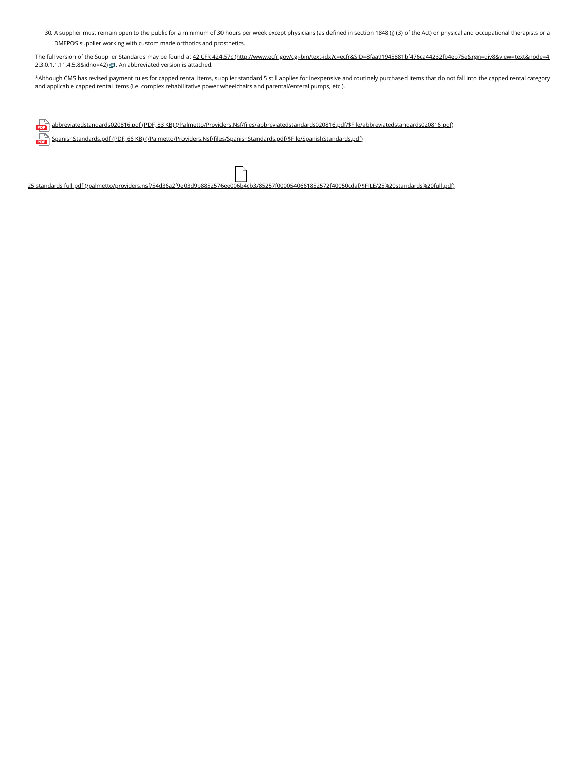30. A supplier must remain open to the public for a minimum of 30 hours per week except physicians (as defined in section 1848 (j) (3) of the Act) or physical and occupational therapists or a DMEPOS supplier working with custom made orthotics and prosthetics.

The full version of the Supplier Standards may be found at 42 CFR 424.57c (http://www.ecfr.gov/cgi-bin/text-idx?c=ecfr&SID=8faa91945881bf476ca44232fb4eb75e&rgn=div8&view=text&node=42:3.0.1.1.11.4.5.8&idno=42). An abbreviated version is attached.

*Although CMS has revised payment rules for capped rental items, supplier standard 5 still applies for inexpensive and routinely purchased items that do not fall into the capped rental category and applicable capped rental items (i.e. complex rehabilitative power wheelchairs and parental/enteral pumps, etc.).

abbreviatedstandards020816.pdf (PDF, 83 KB) (/Palmetto/Providers.Nsf/files/abbreviatedstandards020816.pdf/$File/abbreviatedstandards020816.pdf)

SpanishStandards.pdf (PDF, 66 KB) (/Palmetto/Providers.Nsf/files/SpanishStandards.pdf/$File/SpanishStandards.pdf)

---

25 standards full.pdf (/palmetto/providers.nsf/54d36a2f9e03d9b8852576ee006b4cb3/85257f0000540661852572f40050cdaf/$FILE/25%20standards%20full.pdf)